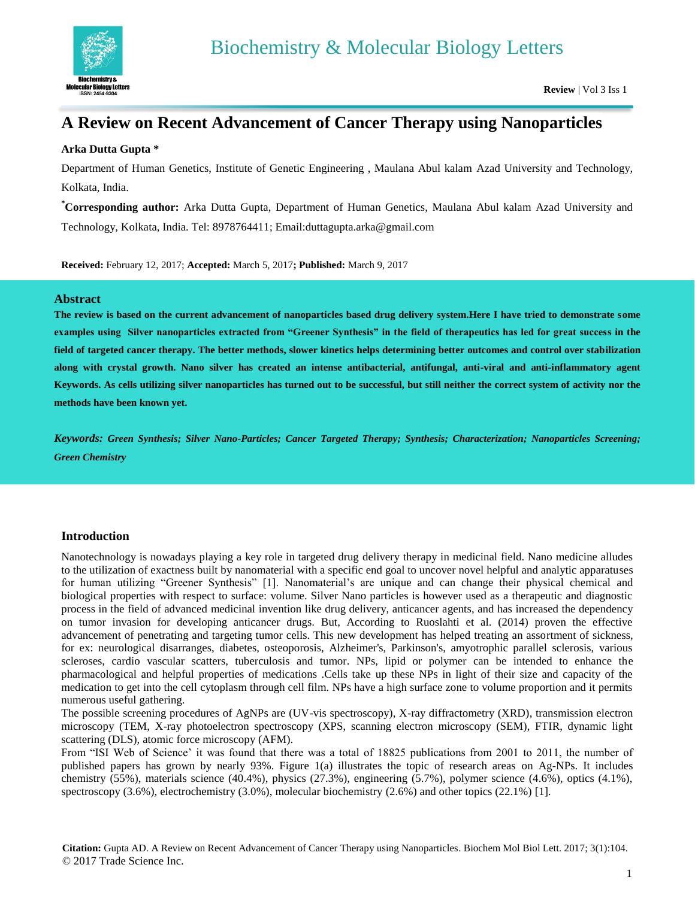# A Review on Recent Advancement of Cancer Therapy using Nanoparticles

**Arka Dutta Gupta ***

Department of Human Genetics, Institute of Genetic Engineering , Maulana Abul kalam Azad University and Technology, Kolkata, India.

**[*]Corresponding author:** Arka Dutta Gupta, Department of Human Genetics, Maulana Abul kalam Azad University and Technology, Kolkata, India. Tel: 8978764411; Email:duttagupta.arka@gmail.com

**Received:** February 12, 2017; **Accepted:** March 5, 2017**; Published:** March 9, 2017

## Abstract

**The review is based on the current advancement of nanoparticles based drug delivery system.Here I have tried to demonstrate some examples using Silver nanoparticles extracted from "Greener Synthesis" in the field of therapeutics has led for great success in the field of targeted cancer therapy. The better methods, slower kinetics helps determining better outcomes and control over stabilization along with crystal growth. Nano silver has created an intense antibacterial, antifungal, anti-viral and anti-inflammatory agent Keywords. As cells utilizing silver nanoparticles has turned out to be successful, but still neither the correct system of activity nor the methods have been known yet.**

***Keywords:*** ***Green Synthesis; Silver Nano-Particles; Cancer Targeted Therapy; Synthesis; Characterization; Nanoparticles Screening; Green Chemistry***

## Introduction

Nanotechnology is nowadays playing a key role in targeted drug delivery therapy in medicinal field. Nano medicine alludes to the utilization of exactness built by nanomaterial with a specific end goal to uncover novel helpful and analytic apparatuses for human utilizing "Greener Synthesis" [1]. Nanomaterial's are unique and can change their physical chemical and biological properties with respect to surface: volume. Silver Nano particles is however used as a therapeutic and diagnostic process in the field of advanced medicinal invention like drug delivery, anticancer agents, and has increased the dependency on tumor invasion for developing anticancer drugs. But, According to Ruoslahti et al. (2014) proven the effective advancement of penetrating and targeting tumor cells. This new development has helped treating an assortment of sickness, for ex: neurological disarranges, diabetes, osteoporosis, Alzheimer's, Parkinson's, amyotrophic parallel sclerosis, various scleroses, cardio vascular scatters, tuberculosis and tumor. NPs, lipid or polymer can be intended to enhance the pharmacological and helpful properties of medications .Cells take up these NPs in light of their size and capacity of the medication to get into the cell cytoplasm through cell film. NPs have a high surface zone to volume proportion and it permits numerous useful gathering.

The possible screening procedures of AgNPs are (UV-vis spectroscopy), X-ray diffractometry (XRD), transmission electron microscopy (TEM, X-ray photoelectron spectroscopy (XPS, scanning electron microscopy (SEM), FTIR, dynamic light scattering (DLS), atomic force microscopy (AFM).

From "ISI Web of Science' it was found that there was a total of 18825 publications from 2001 to 2011, the number of published papers has grown by nearly 93%. Figure 1(a) illustrates the topic of research areas on Ag-NPs. It includes chemistry (55%), materials science (40.4%), physics (27.3%), engineering (5.7%), polymer science (4.6%), optics (4.1%), spectroscopy (3.6%), electrochemistry (3.0%), molecular biochemistry (2.6%) and other topics (22.1%) [1].

**Citation:** Gupta AD. A Review on Recent Advancement of Cancer Therapy using Nanoparticles. Biochem Mol Biol Lett. 2017; 3(1):104.
© 2017 Trade Science Inc.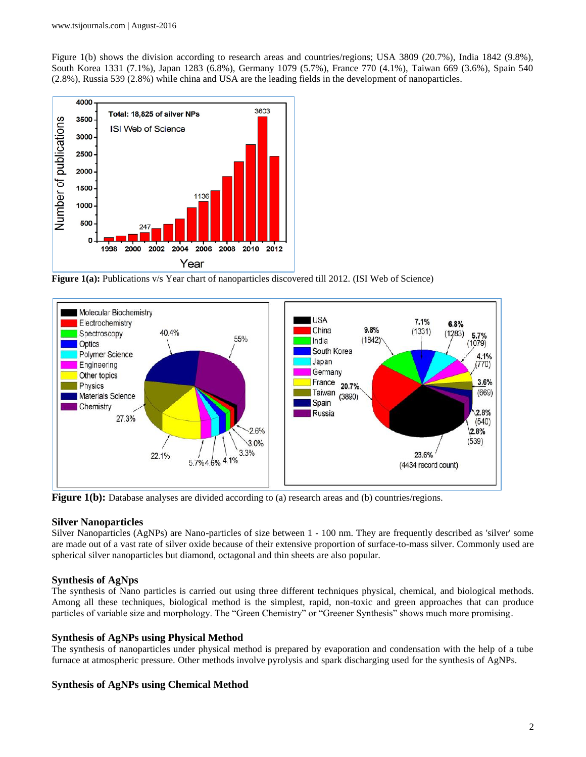Figure 1(b) shows the division according to research areas and countries/regions; USA 3809 (20.7%), India 1842 (9.8%), South Korea 1331 (7.1%), Japan 1283 (6.8%), Germany 1079 (5.7%), France 770 (4.1%), Taiwan 669 (3.6%), Spain 540 (2.8%), Russia 539 (2.8%) while china and USA are the leading fields in the development of nanoparticles.

**Figure 1(a):** Publications v/s Year chart of nanoparticles discovered till 2012. (ISI Web of Science)

**Figure 1(b):** Database analyses are divided according to (a) research areas and (b) countries/regions.

## Silver Nanoparticles

Silver Nanoparticles (AgNPs) are Nano-particles of size between 1 - 100 nm. They are frequently described as 'silver' some are made out of a vast rate of silver oxide because of their extensive proportion of surface-to-mass silver. Commonly used are spherical silver nanoparticles but diamond, octagonal and thin sheets are also popular.

## Synthesis of AgNps

The synthesis of Nano particles is carried out using three different techniques physical, chemical, and biological methods. Among all these techniques, biological method is the simplest, rapid, non-toxic and green approaches that can produce particles of variable size and morphology. The "Green Chemistry" or "Greener Synthesis" shows much more promising.

## Synthesis of AgNPs using Physical Method

The synthesis of nanoparticles under physical method is prepared by evaporation and condensation with the help of a tube furnace at atmospheric pressure. Other methods involve pyrolysis and spark discharging used for the synthesis of AgNPs.

## Synthesis of AgNPs using Chemical Method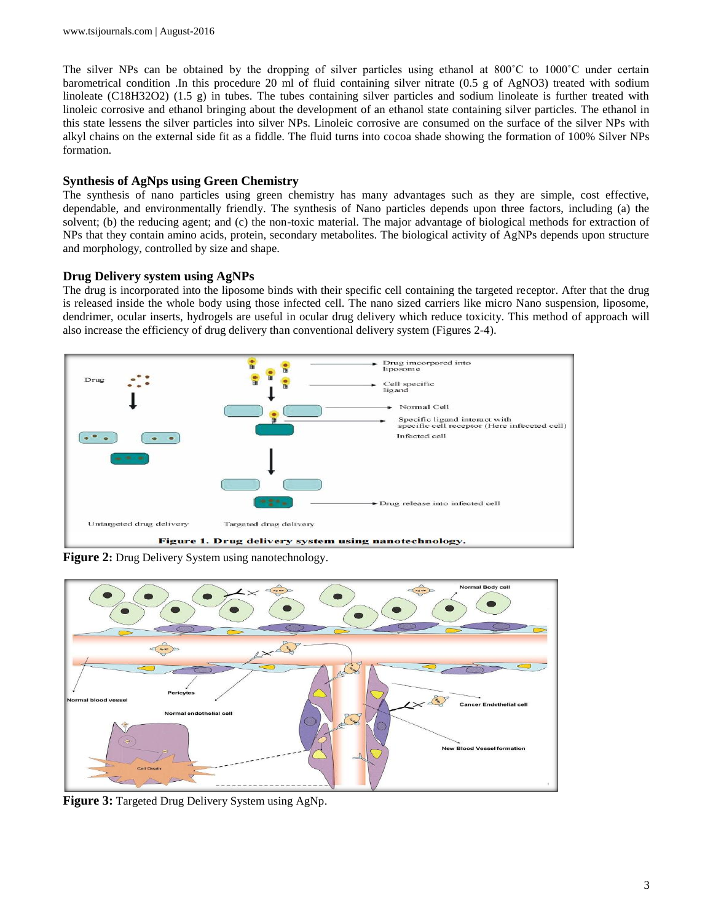The silver NPs can be obtained by the dropping of silver particles using ethanol at 800˚C to 1000˚C under certain barometrical condition .In this procedure 20 ml of fluid containing silver nitrate (0.5 g of $AgNO_3$) treated with sodium linoleate ($C_{18}H_{32}O_2$) (1.5 g) in tubes. The tubes containing silver particles and sodium linoleate is further treated with linoleic corrosive and ethanol bringing about the development of an ethanol state containing silver particles. The ethanol in this state lessens the silver particles into silver NPs. Linoleic corrosive are consumed on the surface of the silver NPs with alkyl chains on the external side fit as a fiddle. The fluid turns into cocoa shade showing the formation of 100% Silver NPs formation.

## Synthesis of AgNps using Green Chemistry

The synthesis of nano particles using green chemistry has many advantages such as they are simple, cost effective, dependable, and environmentally friendly. The synthesis of Nano particles depends upon three factors, including (a) the solvent; (b) the reducing agent; and (c) the non-toxic material. The major advantage of biological methods for extraction of NPs that they contain amino acids, protein, secondary metabolites. The biological activity of AgNPs depends upon structure and morphology, controlled by size and shape.

## Drug Delivery system using AgNPs

The drug is incorporated into the liposome binds with their specific cell containing the targeted receptor. After that the drug is released inside the whole body using those infected cell. The nano sized carriers like micro Nano suspension, liposome, dendrimer, ocular inserts, hydrogels are useful in ocular drug delivery which reduce toxicity. This method of approach will also increase the efficiency of drug delivery than conventional delivery system (Figures 2-4).

**Figure 2:** Drug Delivery System using nanotechnology.

**Figure 3:** Targeted Drug Delivery System using AgNp.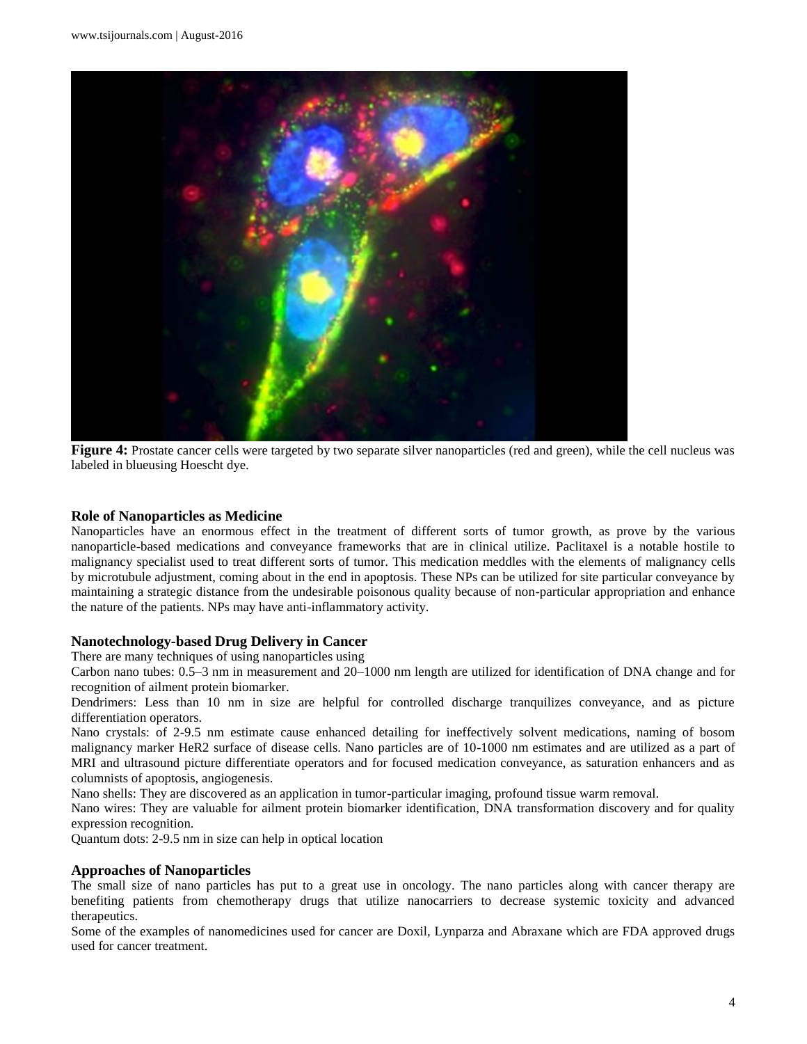**Figure 4:** Prostate cancer cells were targeted by two separate silver nanoparticles (red and green), while the cell nucleus was labeled in blueusing Hoescht dye.

## Role of Nanoparticles as Medicine

Nanoparticles have an enormous effect in the treatment of different sorts of tumor growth, as prove by the various nanoparticle-based medications and conveyance frameworks that are in clinical utilize. Paclitaxel is a notable hostile to malignancy specialist used to treat different sorts of tumor. This medication meddles with the elements of malignancy cells by microtubule adjustment, coming about in the end in apoptosis. These NPs can be utilized for site particular conveyance by maintaining a strategic distance from the undesirable poisonous quality because of non-particular appropriation and enhance the nature of the patients. NPs may have anti-inflammatory activity.

## Nanotechnology-based Drug Delivery in Cancer

There are many techniques of using nanoparticles using

Carbon nano tubes: 0.5–3 nm in measurement and 20–1000 nm length are utilized for identification of DNA change and for recognition of ailment protein biomarker.

Dendrimers: Less than 10 nm in size are helpful for controlled discharge tranquilizes conveyance, and as picture differentiation operators.

Nano crystals: of 2-9.5 nm estimate cause enhanced detailing for ineffectively solvent medications, naming of bosom malignancy marker HeR2 surface of disease cells. Nano particles are of 10-1000 nm estimates and are utilized as a part of MRI and ultrasound picture differentiate operators and for focused medication conveyance, as saturation enhancers and as columnists of apoptosis, angiogenesis.

Nano shells: They are discovered as an application in tumor-particular imaging, profound tissue warm removal.

Nano wires: They are valuable for ailment protein biomarker identification, DNA transformation discovery and for quality expression recognition.

Quantum dots: 2-9.5 nm in size can help in optical location

## Approaches of Nanoparticles

The small size of nano particles has put to a great use in oncology. The nano particles along with cancer therapy are benefiting patients from chemotherapy drugs that utilize nanocarriers to decrease systemic toxicity and advanced therapeutics.

Some of the examples of nanomedicines used for cancer are Doxil, Lynparza and Abraxane which are FDA approved drugs used for cancer treatment.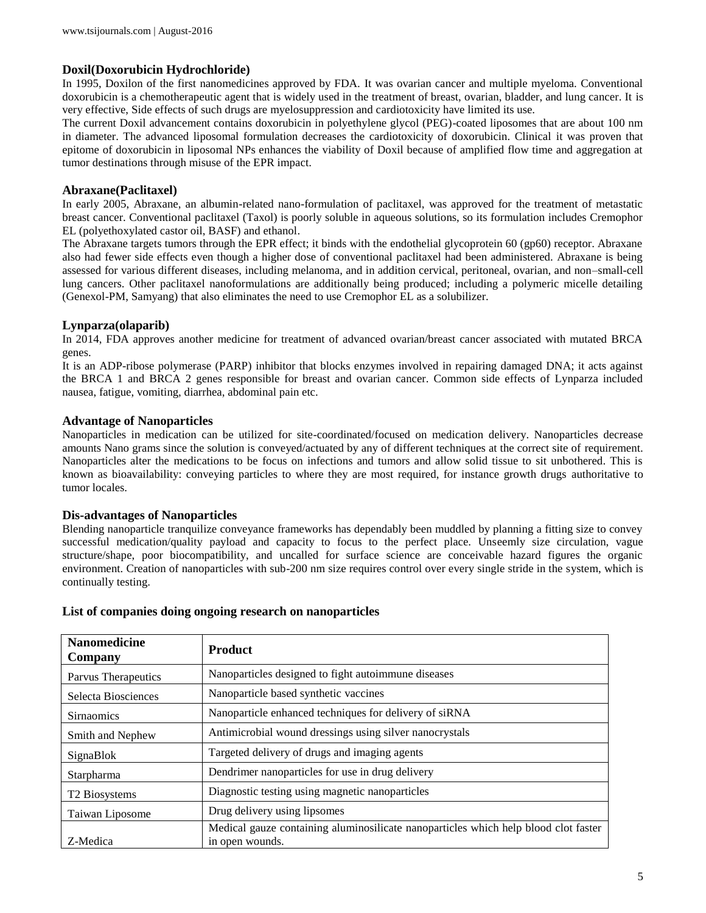### Doxil(Doxorubicin Hydrochloride)

In 1995, Doxilon of the first nanomedicines approved by FDA. It was ovarian cancer and multiple myeloma. Conventional doxorubicin is a chemotherapeutic agent that is widely used in the treatment of breast, ovarian, bladder, and lung cancer. It is very effective, Side effects of such drugs are myelosuppression and cardiotoxicity have limited its use.

The current Doxil advancement contains doxorubicin in polyethylene glycol (PEG)-coated liposomes that are about 100 nm in diameter. The advanced liposomal formulation decreases the cardiotoxicity of doxorubicin. Clinical it was proven that epitome of doxorubicin in liposomal NPs enhances the viability of Doxil because of amplified flow time and aggregation at tumor destinations through misuse of the EPR impact.

### Abraxane(Paclitaxel)

In early 2005, Abraxane, an albumin-related nano-formulation of paclitaxel, was approved for the treatment of metastatic breast cancer. Conventional paclitaxel (Taxol) is poorly soluble in aqueous solutions, so its formulation includes Cremophor EL (polyethoxylated castor oil, BASF) and ethanol.

The Abraxane targets tumors through the EPR effect; it binds with the endothelial glycoprotein 60 (gp60) receptor. Abraxane also had fewer side effects even though a higher dose of conventional paclitaxel had been administered. Abraxane is being assessed for various different diseases, including melanoma, and in addition cervical, peritoneal, ovarian, and non–small-cell lung cancers. Other paclitaxel nanoformulations are additionally being produced; including a polymeric micelle detailing (Genexol-PM, Samyang) that also eliminates the need to use Cremophor EL as a solubilizer.

### Lynparza(olaparib)

In 2014, FDA approves another medicine for treatment of advanced ovarian/breast cancer associated with mutated BRCA genes.

It is an ADP-ribose polymerase (PARP) inhibitor that blocks enzymes involved in repairing damaged DNA; it acts against the BRCA 1 and BRCA 2 genes responsible for breast and ovarian cancer. Common side effects of Lynparza included nausea, fatigue, vomiting, diarrhea, abdominal pain etc.

### Advantage of Nanoparticles

Nanoparticles in medication can be utilized for site-coordinated/focused on medication delivery. Nanoparticles decrease amounts Nano grams since the solution is conveyed/actuated by any of different techniques at the correct site of requirement. Nanoparticles alter the medications to be focus on infections and tumors and allow solid tissue to sit unbothered. This is known as bioavailability: conveying particles to where they are most required, for instance growth drugs authoritative to tumor locales.

### Dis-advantages of Nanoparticles

Blending nanoparticle tranquilize conveyance frameworks has dependably been muddled by planning a fitting size to convey successful medication/quality payload and capacity to focus to the perfect place. Unseemly size circulation, vague structure/shape, poor biocompatibility, and uncalled for surface science are conceivable hazard figures the organic environment. Creation of nanoparticles with sub-200 nm size requires control over every single stride in the system, which is continually testing.

### List of companies doing ongoing research on nanoparticles

| Nanomedicine Company | Product |
|---|---|
| Parvus Therapeutics | Nanoparticles designed to fight autoimmune diseases |
| Selecta Biosciences | Nanoparticle based synthetic vaccines |
| Sirnaomics | Nanoparticle enhanced techniques for delivery of siRNA |
| Smith and Nephew | Antimicrobial wound dressings using silver nanocrystals |
| SignaBlok | Targeted delivery of drugs and imaging agents |
| Starpharma | Dendrimer nanoparticles for use in drug delivery |
| T2 Biosystems | Diagnostic testing using magnetic nanoparticles |
| Taiwan Liposome | Drug delivery using lipsomes |
| Z-Medica | Medical gauze containing aluminosilicate nanoparticles which help blood clot faster in open wounds. |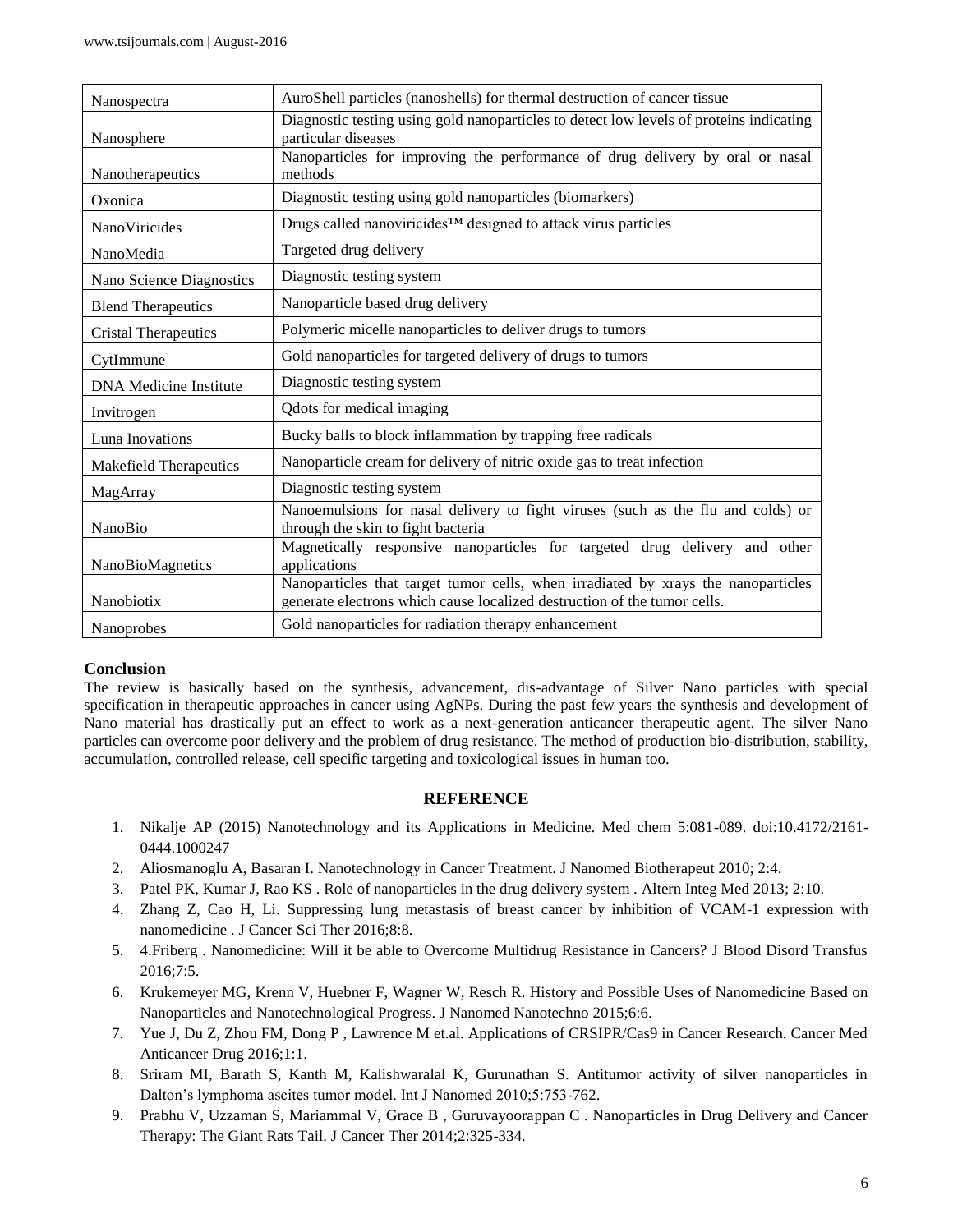| Nanospectra | AuroShell particles (nanoshells) for thermal destruction of cancer tissue |
|---|---|
| Nanosphere | Diagnostic testing using gold nanoparticles to detect low levels of proteins indicating particular diseases |
| Nanotherapeutics | Nanoparticles for improving the performance of drug delivery by oral or nasal methods |
| Oxonica | Diagnostic testing using gold nanoparticles (biomarkers) |
| NanoViricides | Drugs called nanoviricides™ designed to attack virus particles |
| NanoMedia | Targeted drug delivery |
| Nano Science Diagnostics | Diagnostic testing system |
| Blend Therapeutics | Nanoparticle based drug delivery |
| Cristal Therapeutics | Polymeric micelle nanoparticles to deliver drugs to tumors |
| CytImmune | Gold nanoparticles for targeted delivery of drugs to tumors |
| DNA Medicine Institute | Diagnostic testing system |
| Invitrogen | Qdots for medical imaging |
| Luna Inovations | Bucky balls to block inflammation by trapping free radicals |
| Makefield Therapeutics | Nanoparticle cream for delivery of nitric oxide gas to treat infection |
| MagArray | Diagnostic testing system |
| NanoBio | Nanoemulsions for nasal delivery to fight viruses (such as the flu and colds) or through the skin to fight bacteria |
| NanoBioMagnetics | Magnetically responsive nanoparticles for targeted drug delivery and other applications |
| Nanobiotix | Nanoparticles that target tumor cells, when irradiated by xrays the nanoparticles generate electrons which cause localized destruction of the tumor cells. |
| Nanoprobes | Gold nanoparticles for radiation therapy enhancement |

## Conclusion

The review is basically based on the synthesis, advancement, dis-advantage of Silver Nano particles with special specification in therapeutic approaches in cancer using AgNPs. During the past few years the synthesis and development of Nano material has drastically put an effect to work as a next-generation anticancer therapeutic agent. The silver Nano particles can overcome poor delivery and the problem of drug resistance. The method of production bio-distribution, stability, accumulation, controlled release, cell specific targeting and toxicological issues in human too.

## REFERENCE

1. Nikalje AP (2015) Nanotechnology and its Applications in Medicine. Med chem 5:081-089. doi:10.4172/2161-0444.1000247
2. Aliosmanoglu A, Basaran I. Nanotechnology in Cancer Treatment. J Nanomed Biotherapeut 2010; 2:4.
3. Patel PK, Kumar J, Rao KS . Role of nanoparticles in the drug delivery system . Altern Integ Med 2013; 2:10.
4. Zhang Z, Cao H, Li. Suppressing lung metastasis of breast cancer by inhibition of VCAM-1 expression with nanomedicine . J Cancer Sci Ther 2016;8:8.
5. 4.Friberg . Nanomedicine: Will it be able to Overcome Multidrug Resistance in Cancers? J Blood Disord Transfus 2016;7:5.
6. Krukemeyer MG, Krenn V, Huebner F, Wagner W, Resch R. History and Possible Uses of Nanomedicine Based on Nanoparticles and Nanotechnological Progress. J Nanomed Nanotechno 2015;6:6.
7. Yue J, Du Z, Zhou FM, Dong P , Lawrence M et.al. Applications of CRSIPR/Cas9 in Cancer Research. Cancer Med Anticancer Drug 2016;1:1.
8. Sriram MI, Barath S, Kanth M, Kalishwaralal K, Gurunathan S. Antitumor activity of silver nanoparticles in Dalton's lymphoma ascites tumor model. Int J Nanomed 2010;5:753-762.
9. Prabhu V, Uzzaman S, Mariammal V, Grace B , Guruvayoorappan C . Nanoparticles in Drug Delivery and Cancer Therapy: The Giant Rats Tail. J Cancer Ther 2014;2:325-334.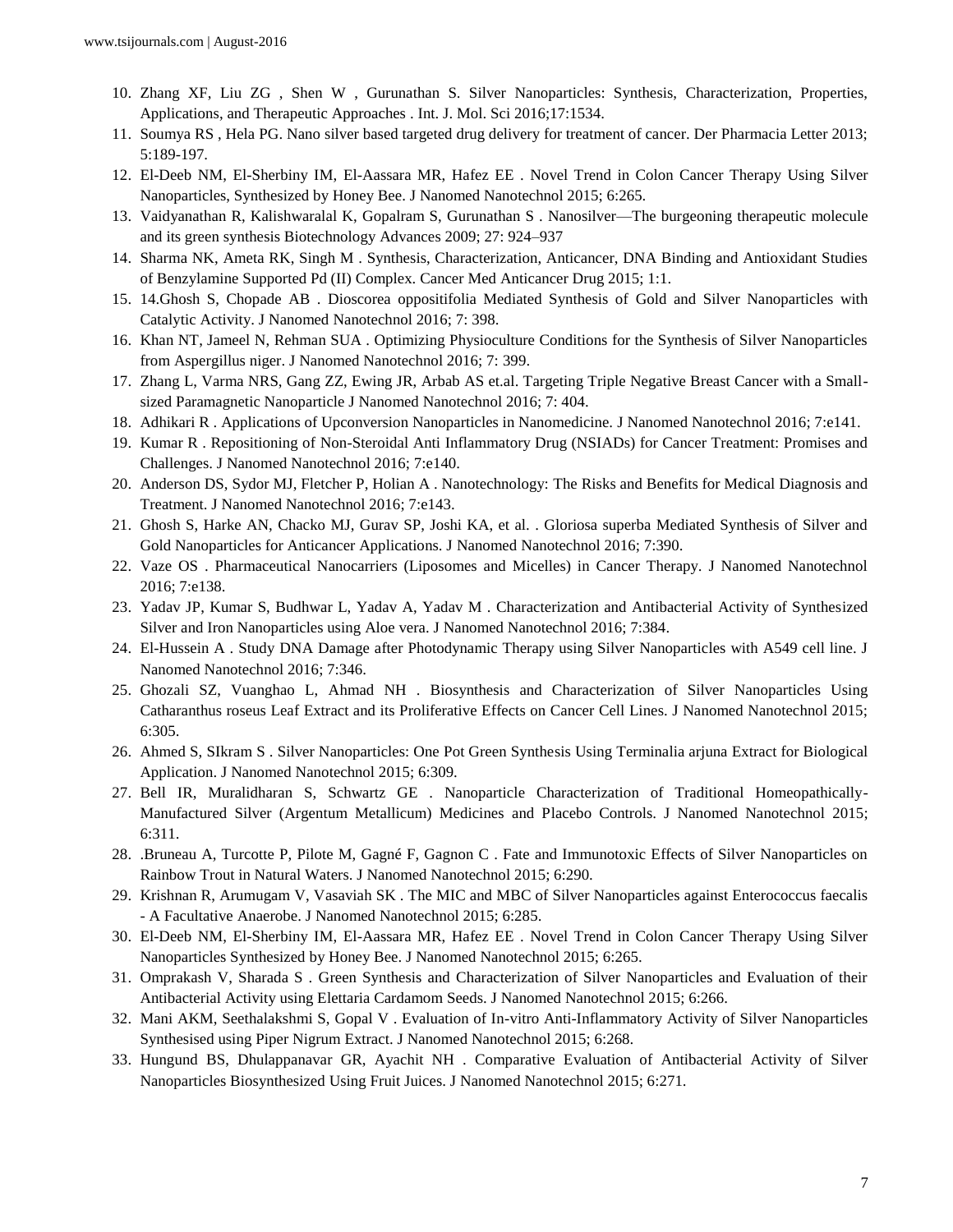10. Zhang XF, Liu ZG , Shen W , Gurunathan S. Silver Nanoparticles: Synthesis, Characterization, Properties, Applications, and Therapeutic Approaches . Int. J. Mol. Sci 2016;17:1534.
11. Soumya RS , Hela PG. Nano silver based targeted drug delivery for treatment of cancer. Der Pharmacia Letter 2013; 5:189-197.
12. El-Deeb NM, El-Sherbiny IM, El-Aassara MR, Hafez EE . Novel Trend in Colon Cancer Therapy Using Silver Nanoparticles, Synthesized by Honey Bee. J Nanomed Nanotechnol 2015; 6:265.
13. Vaidyanathan R, Kalishwaralal K, Gopalram S, Gurunathan S . Nanosilver—The burgeoning therapeutic molecule and its green synthesis Biotechnology Advances 2009; 27: 924–937
14. Sharma NK, Ameta RK, Singh M . Synthesis, Characterization, Anticancer, DNA Binding and Antioxidant Studies of Benzylamine Supported Pd (II) Complex. Cancer Med Anticancer Drug 2015; 1:1.
15. 14.Ghosh S, Chopade AB . Dioscorea oppositifolia Mediated Synthesis of Gold and Silver Nanoparticles with Catalytic Activity. J Nanomed Nanotechnol 2016; 7: 398.
16. Khan NT, Jameel N, Rehman SUA . Optimizing Physioculture Conditions for the Synthesis of Silver Nanoparticles from Aspergillus niger. J Nanomed Nanotechnol 2016; 7: 399.
17. Zhang L, Varma NRS, Gang ZZ, Ewing JR, Arbab AS et.al. Targeting Triple Negative Breast Cancer with a Small-sized Paramagnetic Nanoparticle J Nanomed Nanotechnol 2016; 7: 404.
18. Adhikari R . Applications of Upconversion Nanoparticles in Nanomedicine. J Nanomed Nanotechnol 2016; 7:e141.
19. Kumar R . Repositioning of Non-Steroidal Anti Inflammatory Drug (NSIADs) for Cancer Treatment: Promises and Challenges. J Nanomed Nanotechnol 2016; 7:e140.
20. Anderson DS, Sydor MJ, Fletcher P, Holian A . Nanotechnology: The Risks and Benefits for Medical Diagnosis and Treatment. J Nanomed Nanotechnol 2016; 7:e143.
21. Ghosh S, Harke AN, Chacko MJ, Gurav SP, Joshi KA, et al. . Gloriosa superba Mediated Synthesis of Silver and Gold Nanoparticles for Anticancer Applications. J Nanomed Nanotechnol 2016; 7:390.
22. Vaze OS . Pharmaceutical Nanocarriers (Liposomes and Micelles) in Cancer Therapy. J Nanomed Nanotechnol 2016; 7:e138.
23. Yadav JP, Kumar S, Budhwar L, Yadav A, Yadav M . Characterization and Antibacterial Activity of Synthesized Silver and Iron Nanoparticles using Aloe vera. J Nanomed Nanotechnol 2016; 7:384.
24. El-Hussein A . Study DNA Damage after Photodynamic Therapy using Silver Nanoparticles with A549 cell line. J Nanomed Nanotechnol 2016; 7:346.
25. Ghozali SZ, Vuanghao L, Ahmad NH . Biosynthesis and Characterization of Silver Nanoparticles Using Catharanthus roseus Leaf Extract and its Proliferative Effects on Cancer Cell Lines. J Nanomed Nanotechnol 2015; 6:305.
26. Ahmed S, SIkram S . Silver Nanoparticles: One Pot Green Synthesis Using Terminalia arjuna Extract for Biological Application. J Nanomed Nanotechnol 2015; 6:309.
27. Bell IR, Muralidharan S, Schwartz GE . Nanoparticle Characterization of Traditional Homeopathically-Manufactured Silver (Argentum Metallicum) Medicines and Placebo Controls. J Nanomed Nanotechnol 2015; 6:311.
28. .Bruneau A, Turcotte P, Pilote M, Gagné F, Gagnon C . Fate and Immunotoxic Effects of Silver Nanoparticles on Rainbow Trout in Natural Waters. J Nanomed Nanotechnol 2015; 6:290.
29. Krishnan R, Arumugam V, Vasaviah SK . The MIC and MBC of Silver Nanoparticles against Enterococcus faecalis - A Facultative Anaerobe. J Nanomed Nanotechnol 2015; 6:285.
30. El-Deeb NM, El-Sherbiny IM, El-Aassara MR, Hafez EE . Novel Trend in Colon Cancer Therapy Using Silver Nanoparticles Synthesized by Honey Bee. J Nanomed Nanotechnol 2015; 6:265.
31. Omprakash V, Sharada S . Green Synthesis and Characterization of Silver Nanoparticles and Evaluation of their Antibacterial Activity using Elettaria Cardamom Seeds. J Nanomed Nanotechnol 2015; 6:266.
32. Mani AKM, Seethalakshmi S, Gopal V . Evaluation of In-vitro Anti-Inflammatory Activity of Silver Nanoparticles Synthesised using Piper Nigrum Extract. J Nanomed Nanotechnol 2015; 6:268.
33. Hungund BS, Dhulappanavar GR, Ayachit NH . Comparative Evaluation of Antibacterial Activity of Silver Nanoparticles Biosynthesized Using Fruit Juices. J Nanomed Nanotechnol 2015; 6:271.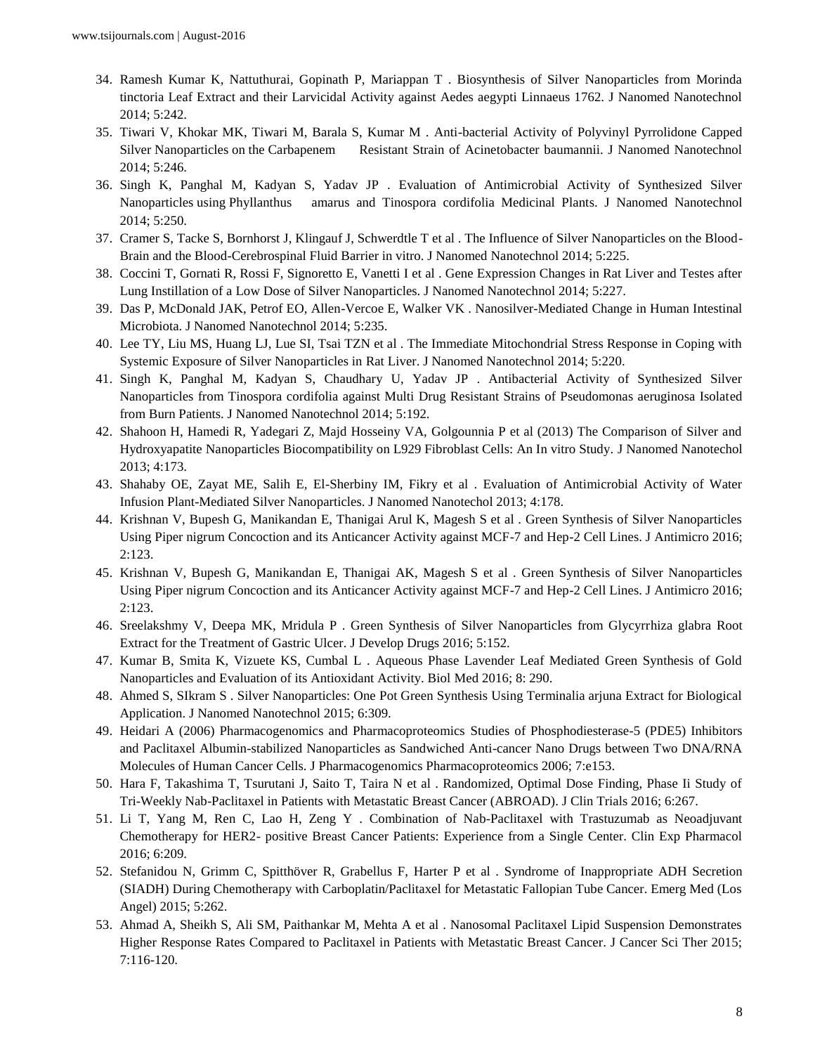34. Ramesh Kumar K, Nattuthurai, Gopinath P, Mariappan T . Biosynthesis of Silver Nanoparticles from Morinda tinctoria Leaf Extract and their Larvicidal Activity against Aedes aegypti Linnaeus 1762. J Nanomed Nanotechnol 2014; 5:242.
35. Tiwari V, Khokar MK, Tiwari M, Barala S, Kumar M . Anti-bacterial Activity of Polyvinyl Pyrrolidone Capped Silver Nanoparticles on the Carbapenem Resistant Strain of Acinetobacter baumannii. J Nanomed Nanotechnol 2014; 5:246.
36. Singh K, Panghal M, Kadyan S, Yadav JP . Evaluation of Antimicrobial Activity of Synthesized Silver Nanoparticles using Phyllanthus amarus and Tinospora cordifolia Medicinal Plants. J Nanomed Nanotechnol 2014; 5:250.
37. Cramer S, Tacke S, Bornhorst J, Klingauf J, Schwerdtle T et al . The Influence of Silver Nanoparticles on the Blood-Brain and the Blood-Cerebrospinal Fluid Barrier in vitro. J Nanomed Nanotechnol 2014; 5:225.
38. Coccini T, Gornati R, Rossi F, Signoretto E, Vanetti I et al . Gene Expression Changes in Rat Liver and Testes after Lung Instillation of a Low Dose of Silver Nanoparticles. J Nanomed Nanotechnol 2014; 5:227.
39. Das P, McDonald JAK, Petrof EO, Allen-Vercoe E, Walker VK . Nanosilver-Mediated Change in Human Intestinal Microbiota. J Nanomed Nanotechnol 2014; 5:235.
40. Lee TY, Liu MS, Huang LJ, Lue SI, Tsai TZN et al . The Immediate Mitochondrial Stress Response in Coping with Systemic Exposure of Silver Nanoparticles in Rat Liver. J Nanomed Nanotechnol 2014; 5:220.
41. Singh K, Panghal M, Kadyan S, Chaudhary U, Yadav JP . Antibacterial Activity of Synthesized Silver Nanoparticles from Tinospora cordifolia against Multi Drug Resistant Strains of Pseudomonas aeruginosa Isolated from Burn Patients. J Nanomed Nanotechnol 2014; 5:192.
42. Shahoon H, Hamedi R, Yadegari Z, Majd Hosseiny VA, Golgounnia P et al (2013) The Comparison of Silver and Hydroxyapatite Nanoparticles Biocompatibility on L929 Fibroblast Cells: An In vitro Study. J Nanomed Nanotechol 2013; 4:173.
43. Shahaby OE, Zayat ME, Salih E, El-Sherbiny IM, Fikry et al . Evaluation of Antimicrobial Activity of Water Infusion Plant-Mediated Silver Nanoparticles. J Nanomed Nanotechol 2013; 4:178.
44. Krishnan V, Bupesh G, Manikandan E, Thanigai Arul K, Magesh S et al . Green Synthesis of Silver Nanoparticles Using Piper nigrum Concoction and its Anticancer Activity against MCF-7 and Hep-2 Cell Lines. J Antimicro 2016; 2:123.
45. Krishnan V, Bupesh G, Manikandan E, Thanigai AK, Magesh S et al . Green Synthesis of Silver Nanoparticles Using Piper nigrum Concoction and its Anticancer Activity against MCF-7 and Hep-2 Cell Lines. J Antimicro 2016; 2:123.
46. Sreelakshmy V, Deepa MK, Mridula P . Green Synthesis of Silver Nanoparticles from Glycyrrhiza glabra Root Extract for the Treatment of Gastric Ulcer. J Develop Drugs 2016; 5:152.
47. Kumar B, Smita K, Vizuete KS, Cumbal L . Aqueous Phase Lavender Leaf Mediated Green Synthesis of Gold Nanoparticles and Evaluation of its Antioxidant Activity. Biol Med 2016; 8: 290.
48. Ahmed S, SIkram S . Silver Nanoparticles: One Pot Green Synthesis Using Terminalia arjuna Extract for Biological Application. J Nanomed Nanotechnol 2015; 6:309.
49. Heidari A (2006) Pharmacogenomics and Pharmacoproteomics Studies of Phosphodiesterase-5 (PDE5) Inhibitors and Paclitaxel Albumin-stabilized Nanoparticles as Sandwiched Anti-cancer Nano Drugs between Two DNA/RNA Molecules of Human Cancer Cells. J Pharmacogenomics Pharmacoproteomics 2006; 7:e153.
50. Hara F, Takashima T, Tsurutani J, Saito T, Taira N et al . Randomized, Optimal Dose Finding, Phase Ii Study of Tri-Weekly Nab-Paclitaxel in Patients with Metastatic Breast Cancer (ABROAD). J Clin Trials 2016; 6:267.
51. Li T, Yang M, Ren C, Lao H, Zeng Y . Combination of Nab-Paclitaxel with Trastuzumab as Neoadjuvant Chemotherapy for HER2- positive Breast Cancer Patients: Experience from a Single Center. Clin Exp Pharmacol 2016; 6:209.
52. Stefanidou N, Grimm C, Spitthöver R, Grabellus F, Harter P et al . Syndrome of Inappropriate ADH Secretion (SIADH) During Chemotherapy with Carboplatin/Paclitaxel for Metastatic Fallopian Tube Cancer. Emerg Med (Los Angel) 2015; 5:262.
53. Ahmad A, Sheikh S, Ali SM, Paithankar M, Mehta A et al . Nanosomal Paclitaxel Lipid Suspension Demonstrates Higher Response Rates Compared to Paclitaxel in Patients with Metastatic Breast Cancer. J Cancer Sci Ther 2015; 7:116-120.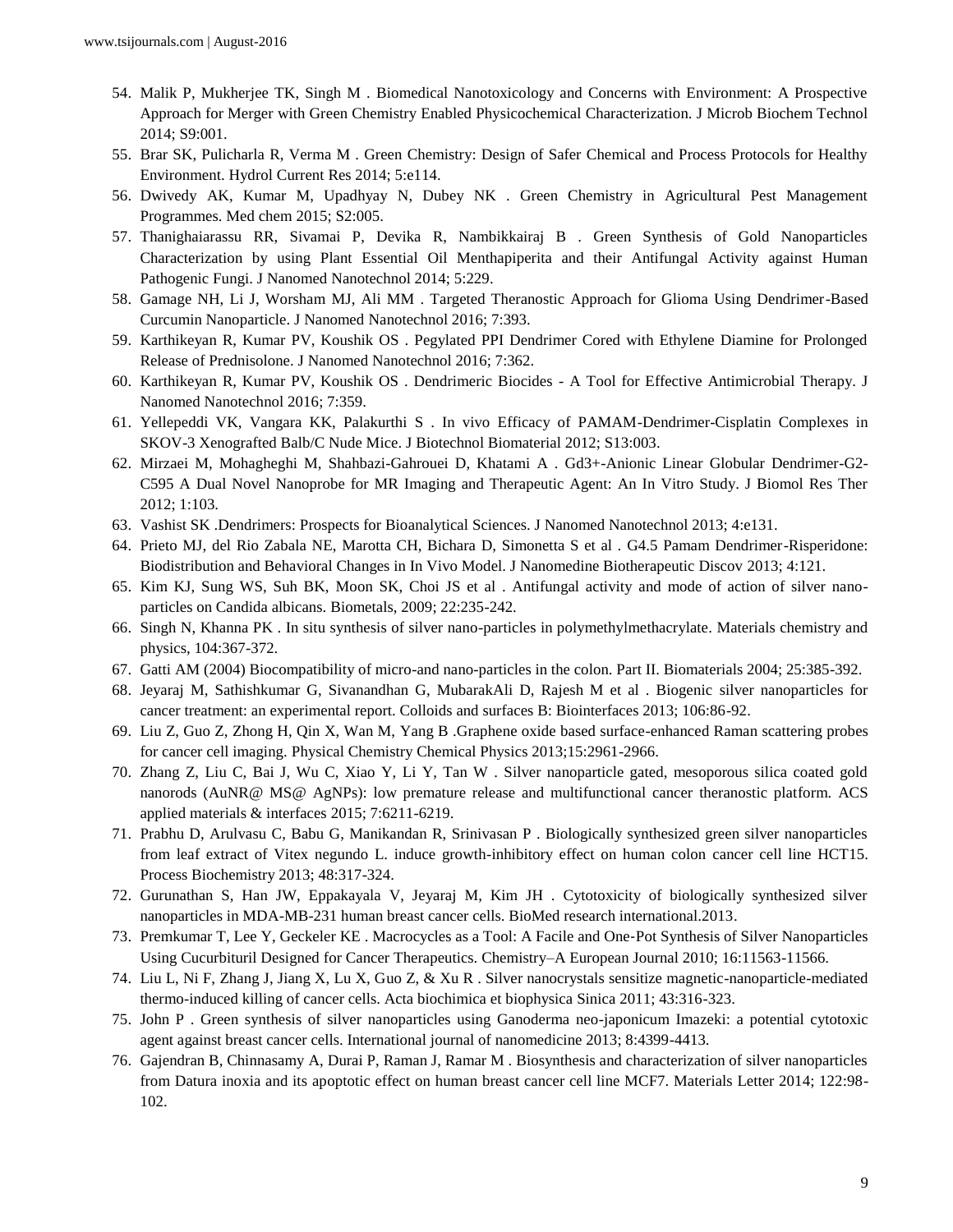54. Malik P, Mukherjee TK, Singh M . Biomedical Nanotoxicology and Concerns with Environment: A Prospective Approach for Merger with Green Chemistry Enabled Physicochemical Characterization. J Microb Biochem Technol 2014; S9:001.
55. Brar SK, Pulicharla R, Verma M . Green Chemistry: Design of Safer Chemical and Process Protocols for Healthy Environment. Hydrol Current Res 2014; 5:e114.
56. Dwivedy AK, Kumar M, Upadhyay N, Dubey NK . Green Chemistry in Agricultural Pest Management Programmes. Med chem 2015; S2:005.
57. Thanighaiarassu RR, Sivamai P, Devika R, Nambikkairaj B . Green Synthesis of Gold Nanoparticles Characterization by using Plant Essential Oil Menthapiperita and their Antifungal Activity against Human Pathogenic Fungi. J Nanomed Nanotechnol 2014; 5:229.
58. Gamage NH, Li J, Worsham MJ, Ali MM . Targeted Theranostic Approach for Glioma Using Dendrimer-Based Curcumin Nanoparticle. J Nanomed Nanotechnol 2016; 7:393.
59. Karthikeyan R, Kumar PV, Koushik OS . Pegylated PPI Dendrimer Cored with Ethylene Diamine for Prolonged Release of Prednisolone. J Nanomed Nanotechnol 2016; 7:362.
60. Karthikeyan R, Kumar PV, Koushik OS . Dendrimeric Biocides - A Tool for Effective Antimicrobial Therapy. J Nanomed Nanotechnol 2016; 7:359.
61. Yellepeddi VK, Vangara KK, Palakurthi S . In vivo Efficacy of PAMAM-Dendrimer-Cisplatin Complexes in SKOV-3 Xenografted Balb/C Nude Mice. J Biotechnol Biomaterial 2012; S13:003.
62. Mirzaei M, Mohagheghi M, Shahbazi-Gahrouei D, Khatami A . Gd3+-Anionic Linear Globular Dendrimer-G2-C595 A Dual Novel Nanoprobe for MR Imaging and Therapeutic Agent: An In Vitro Study. J Biomol Res Ther 2012; 1:103.
63. Vashist SK .Dendrimers: Prospects for Bioanalytical Sciences. J Nanomed Nanotechnol 2013; 4:e131.
64. Prieto MJ, del Rio Zabala NE, Marotta CH, Bichara D, Simonetta S et al . G4.5 Pamam Dendrimer-Risperidone: Biodistribution and Behavioral Changes in In Vivo Model. J Nanomedine Biotherapeutic Discov 2013; 4:121.
65. Kim KJ, Sung WS, Suh BK, Moon SK, Choi JS et al . Antifungal activity and mode of action of silver nano-particles on Candida albicans. Biometals, 2009; 22:235-242.
66. Singh N, Khanna PK . In situ synthesis of silver nano-particles in polymethylmethacrylate. Materials chemistry and physics, 104:367-372.
67. Gatti AM (2004) Biocompatibility of micro-and nano-particles in the colon. Part II. Biomaterials 2004; 25:385-392.
68. Jeyaraj M, Sathishkumar G, Sivanandhan G, MubarakAli D, Rajesh M et al . Biogenic silver nanoparticles for cancer treatment: an experimental report. Colloids and surfaces B: Biointerfaces 2013; 106:86-92.
69. Liu Z, Guo Z, Zhong H, Qin X, Wan M, Yang B .Graphene oxide based surface-enhanced Raman scattering probes for cancer cell imaging. Physical Chemistry Chemical Physics 2013;15:2961-2966.
70. Zhang Z, Liu C, Bai J, Wu C, Xiao Y, Li Y, Tan W . Silver nanoparticle gated, mesoporous silica coated gold nanorods (AuNR@ MS@ AgNPs): low premature release and multifunctional cancer theranostic platform. ACS applied materials & interfaces 2015; 7:6211-6219.
71. Prabhu D, Arulvasu C, Babu G, Manikandan R, Srinivasan P . Biologically synthesized green silver nanoparticles from leaf extract of Vitex negundo L. induce growth-inhibitory effect on human colon cancer cell line HCT15. Process Biochemistry 2013; 48:317-324.
72. Gurunathan S, Han JW, Eppakayala V, Jeyaraj M, Kim JH . Cytotoxicity of biologically synthesized silver nanoparticles in MDA-MB-231 human breast cancer cells. BioMed research international.2013.
73. Premkumar T, Lee Y, Geckeler KE . Macrocycles as a Tool: A Facile and One-Pot Synthesis of Silver Nanoparticles Using Cucurbituril Designed for Cancer Therapeutics. Chemistry–A European Journal 2010; 16:11563-11566.
74. Liu L, Ni F, Zhang J, Jiang X, Lu X, Guo Z, & Xu R . Silver nanocrystals sensitize magnetic-nanoparticle-mediated thermo-induced killing of cancer cells. Acta biochimica et biophysica Sinica 2011; 43:316-323.
75. John P . Green synthesis of silver nanoparticles using Ganoderma neo-japonicum Imazeki: a potential cytotoxic agent against breast cancer cells. International journal of nanomedicine 2013; 8:4399-4413.
76. Gajendran B, Chinnasamy A, Durai P, Raman J, Ramar M . Biosynthesis and characterization of silver nanoparticles from Datura inoxia and its apoptotic effect on human breast cancer cell line MCF7. Materials Letter 2014; 122:98-102.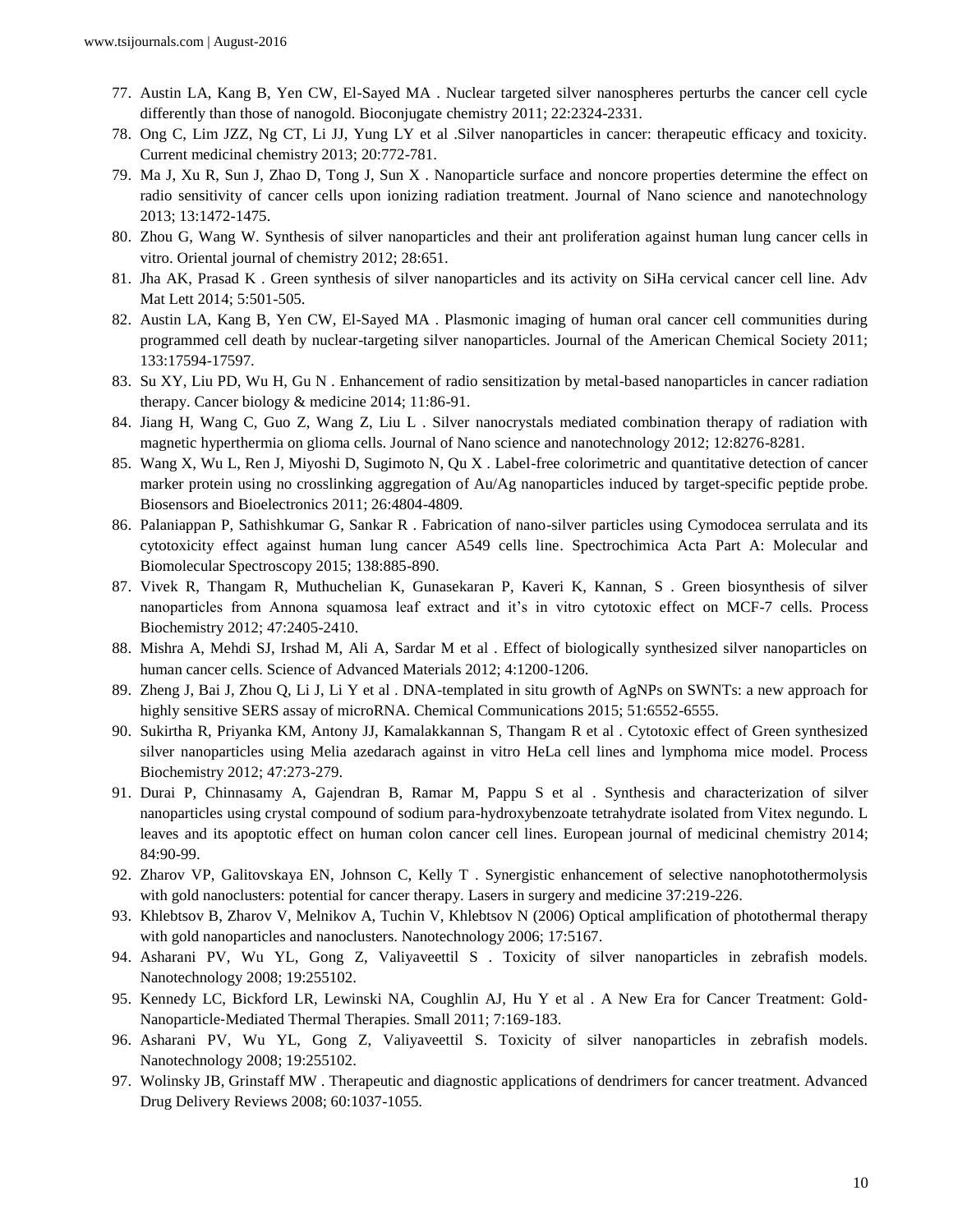77. Austin LA, Kang B, Yen CW, El-Sayed MA . Nuclear targeted silver nanospheres perturbs the cancer cell cycle differently than those of nanogold. Bioconjugate chemistry 2011; 22:2324-2331.
78. Ong C, Lim JZZ, Ng CT, Li JJ, Yung LY et al .Silver nanoparticles in cancer: therapeutic efficacy and toxicity. Current medicinal chemistry 2013; 20:772-781.
79. Ma J, Xu R, Sun J, Zhao D, Tong J, Sun X . Nanoparticle surface and noncore properties determine the effect on radio sensitivity of cancer cells upon ionizing radiation treatment. Journal of Nano science and nanotechnology 2013; 13:1472-1475.
80. Zhou G, Wang W. Synthesis of silver nanoparticles and their ant proliferation against human lung cancer cells in vitro. Oriental journal of chemistry 2012; 28:651.
81. Jha AK, Prasad K . Green synthesis of silver nanoparticles and its activity on SiHa cervical cancer cell line. Adv Mat Lett 2014; 5:501-505.
82. Austin LA, Kang B, Yen CW, El-Sayed MA . Plasmonic imaging of human oral cancer cell communities during programmed cell death by nuclear-targeting silver nanoparticles. Journal of the American Chemical Society 2011; 133:17594-17597.
83. Su XY, Liu PD, Wu H, Gu N . Enhancement of radio sensitization by metal-based nanoparticles in cancer radiation therapy. Cancer biology & medicine 2014; 11:86-91.
84. Jiang H, Wang C, Guo Z, Wang Z, Liu L . Silver nanocrystals mediated combination therapy of radiation with magnetic hyperthermia on glioma cells. Journal of Nano science and nanotechnology 2012; 12:8276-8281.
85. Wang X, Wu L, Ren J, Miyoshi D, Sugimoto N, Qu X . Label-free colorimetric and quantitative detection of cancer marker protein using no crosslinking aggregation of Au/Ag nanoparticles induced by target-specific peptide probe. Biosensors and Bioelectronics 2011; 26:4804-4809.
86. Palaniappan P, Sathishkumar G, Sankar R . Fabrication of nano-silver particles using Cymodocea serrulata and its cytotoxicity effect against human lung cancer A549 cells line. Spectrochimica Acta Part A: Molecular and Biomolecular Spectroscopy 2015; 138:885-890.
87. Vivek R, Thangam R, Muthuchelian K, Gunasekaran P, Kaveri K, Kannan, S . Green biosynthesis of silver nanoparticles from Annona squamosa leaf extract and it's in vitro cytotoxic effect on MCF-7 cells. Process Biochemistry 2012; 47:2405-2410.
88. Mishra A, Mehdi SJ, Irshad M, Ali A, Sardar M et al . Effect of biologically synthesized silver nanoparticles on human cancer cells. Science of Advanced Materials 2012; 4:1200-1206.
89. Zheng J, Bai J, Zhou Q, Li J, Li Y et al . DNA-templated in situ growth of AgNPs on SWNTs: a new approach for highly sensitive SERS assay of microRNA. Chemical Communications 2015; 51:6552-6555.
90. Sukirtha R, Priyanka KM, Antony JJ, Kamalakkannan S, Thangam R et al . Cytotoxic effect of Green synthesized silver nanoparticles using Melia azedarach against in vitro HeLa cell lines and lymphoma mice model. Process Biochemistry 2012; 47:273-279.
91. Durai P, Chinnasamy A, Gajendran B, Ramar M, Pappu S et al . Synthesis and characterization of silver nanoparticles using crystal compound of sodium para-hydroxybenzoate tetrahydrate isolated from Vitex negundo. L leaves and its apoptotic effect on human colon cancer cell lines. European journal of medicinal chemistry 2014; 84:90-99.
92. Zharov VP, Galitovskaya EN, Johnson C, Kelly T . Synergistic enhancement of selective nanophotothermolysis with gold nanoclusters: potential for cancer therapy. Lasers in surgery and medicine 37:219-226.
93. Khlebtsov B, Zharov V, Melnikov A, Tuchin V, Khlebtsov N (2006) Optical amplification of photothermal therapy with gold nanoparticles and nanoclusters. Nanotechnology 2006; 17:5167.
94. Asharani PV, Wu YL, Gong Z, Valiyaveettil S . Toxicity of silver nanoparticles in zebrafish models. Nanotechnology 2008; 19:255102.
95. Kennedy LC, Bickford LR, Lewinski NA, Coughlin AJ, Hu Y et al . A New Era for Cancer Treatment: Gold-Nanoparticle-Mediated Thermal Therapies. Small 2011; 7:169-183.
96. Asharani PV, Wu YL, Gong Z, Valiyaveettil S. Toxicity of silver nanoparticles in zebrafish models. Nanotechnology 2008; 19:255102.
97. Wolinsky JB, Grinstaff MW . Therapeutic and diagnostic applications of dendrimers for cancer treatment. Advanced Drug Delivery Reviews 2008; 60:1037-1055.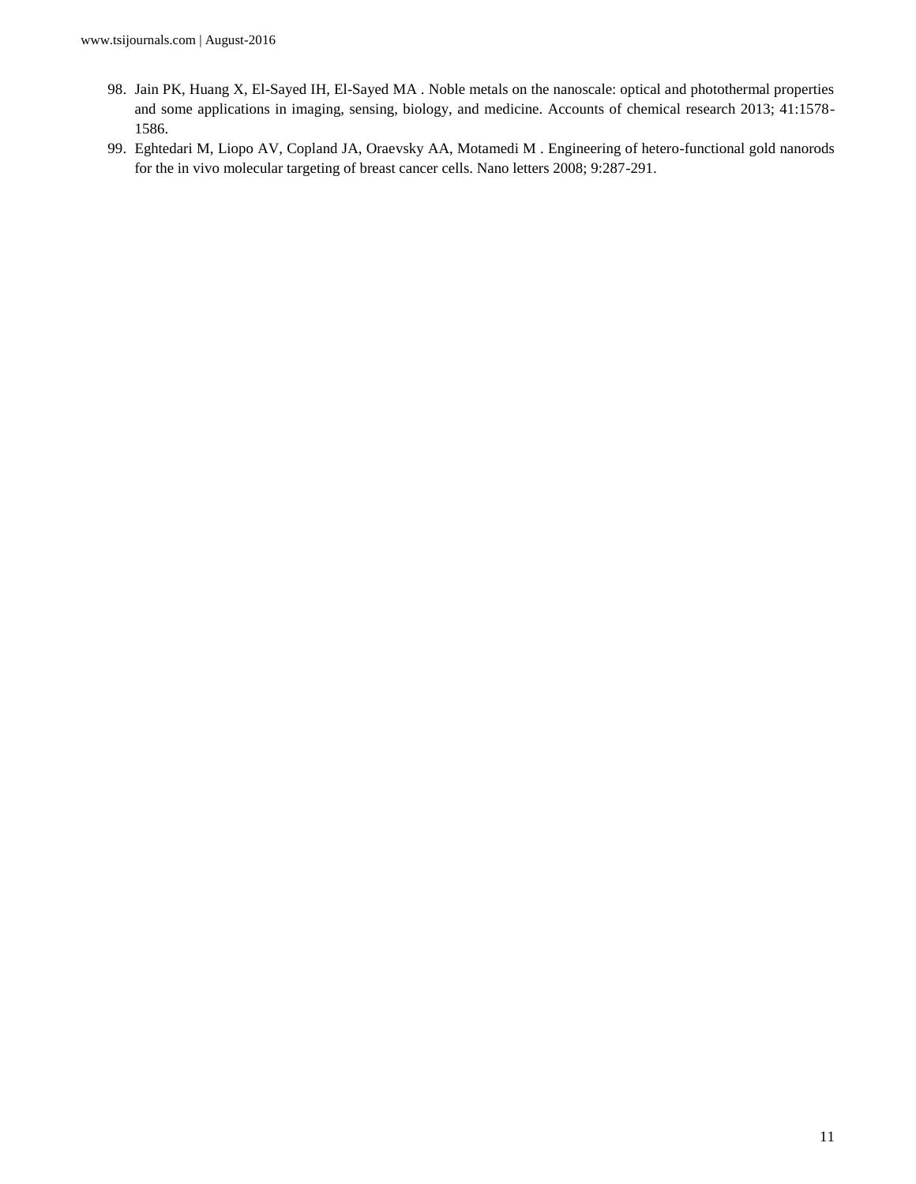98. Jain PK, Huang X, El-Sayed IH, El-Sayed MA . Noble metals on the nanoscale: optical and photothermal properties and some applications in imaging, sensing, biology, and medicine. Accounts of chemical research 2013; 41:1578-1586.
99. Eghtedari M, Liopo AV, Copland JA, Oraevsky AA, Motamedi M . Engineering of hetero-functional gold nanorods for the in vivo molecular targeting of breast cancer cells. Nano letters 2008; 9:287-291.